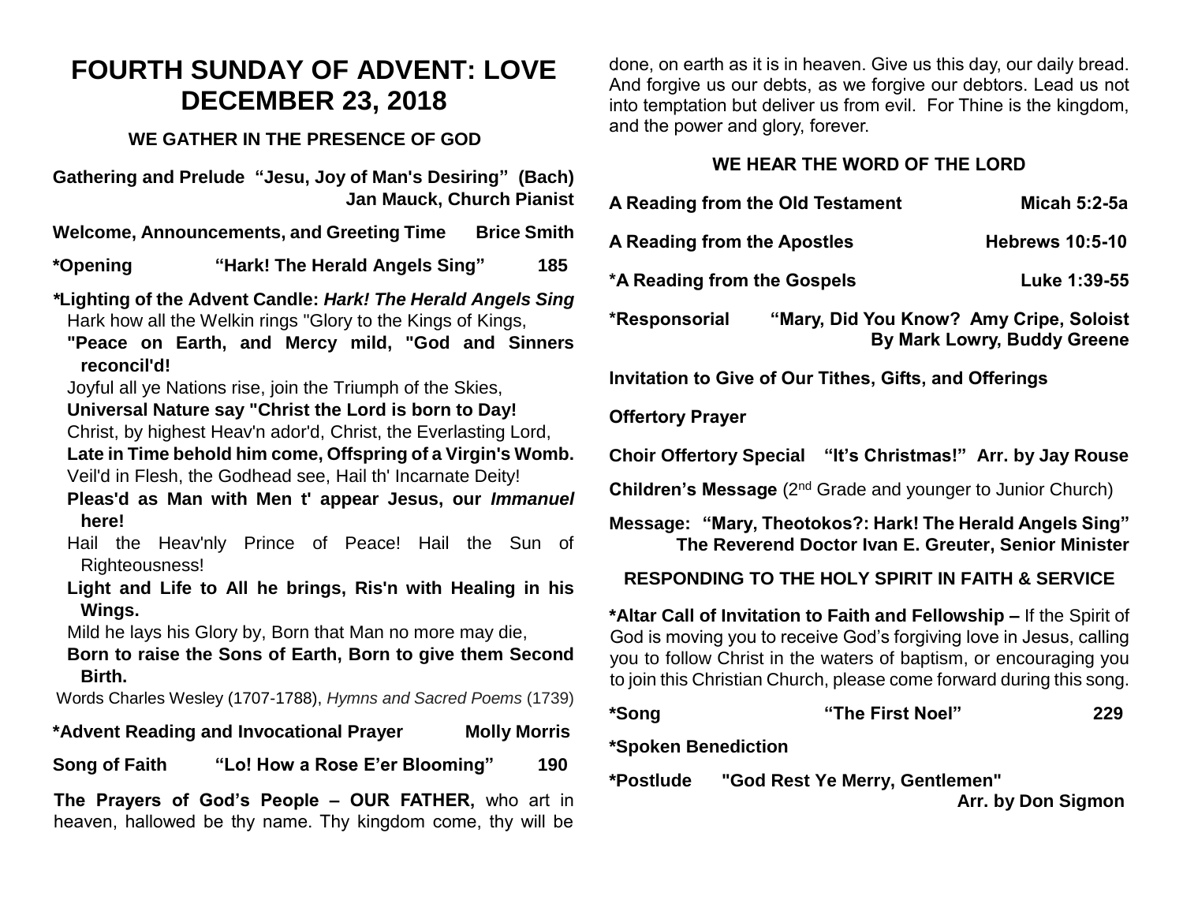# FOURTH SUNDAY OF ADVENT: LOVE
# DECEMBER 23, 2018

### WE GATHER IN THE PRESENCE OF GOD

**Gathering and Prelude "Jesu, Joy of Man's Desiring" (Bach)**
**Jan Mauck, Church Pianist**

**Welcome, Announcements, and Greeting Time Brice Smith**

**\*Opening "Hark! The Herald Angels Sing" 185**

**\*Lighting of the Advent Candle: *Hark! The Herald Angels Sing***

Hark how all the Welkin rings "Glory to the Kings of Kings,
**"Peace on Earth, and Mercy mild, "God and Sinners reconcil'd!**
Joyful all ye Nations rise, join the Triumph of the Skies,
**Universal Nature say "Christ the Lord is born to Day!**
Christ, by highest Heav'n ador'd, Christ, the Everlasting Lord,
**Late in Time behold him come, Offspring of a Virgin's Womb.**
Veil'd in Flesh, the Godhead see, Hail th' Incarnate Deity!
**Pleas'd as Man with Men t' appear Jesus, our *Immanuel* here!**
Hail the Heav'nly Prince of Peace! Hail the Sun of Righteousness!
**Light and Life to All he brings, Ris'n with Healing in his Wings.**
Mild he lays his Glory by, Born that Man no more may die,
**Born to raise the Sons of Earth, Born to give them Second Birth.**

Words Charles Wesley (1707-1788), *Hymns and Sacred Poems* (1739)

**\*Advent Reading and Invocational Prayer Molly Morris**

**Song of Faith "Lo! How a Rose E'er Blooming" 190**

**The Prayers of God's People – OUR FATHER,** who art in heaven, hallowed be thy name. Thy kingdom come, thy will be done, on earth as it is in heaven. Give us this day, our daily bread. And forgive us our debts, as we forgive our debtors. Lead us not into temptation but deliver us from evil. For Thine is the kingdom, and the power and glory, forever.

### WE HEAR THE WORD OF THE LORD

**A Reading from the Old Testament Micah 5:2-5a**

**A Reading from the Apostles Hebrews 10:5-10**

**\*A Reading from the Gospels Luke 1:39-55**

**\*Responsorial "Mary, Did You Know? Amy Cripe, Soloist**
**By Mark Lowry, Buddy Greene**

**Invitation to Give of Our Tithes, Gifts, and Offerings**

**Offertory Prayer**

**Choir Offertory Special "It's Christmas!" Arr. by Jay Rouse**

**Children's Message** (2nd Grade and younger to Junior Church)

**Message: "Mary, Theotokos?: Hark! The Herald Angels Sing"**
**The Reverend Doctor Ivan E. Greuter, Senior Minister**

### RESPONDING TO THE HOLY SPIRIT IN FAITH & SERVICE

**\*Altar Call of Invitation to Faith and Fellowship –** If the Spirit of God is moving you to receive God's forgiving love in Jesus, calling you to follow Christ in the waters of baptism, or encouraging you to join this Christian Church, please come forward during this song.

**\*Song "The First Noel" 229**

**\*Spoken Benediction**

**\*Postlude "God Rest Ye Merry, Gentlemen"**
**Arr. by Don Sigmon**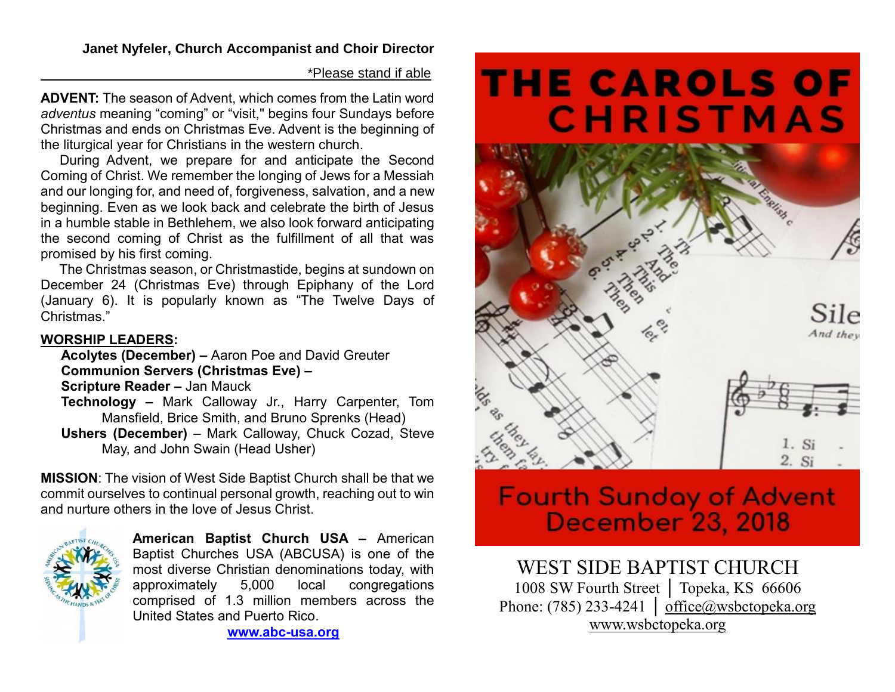**Janet Nyfeler, Church Accompanist and Choir Director**

*Please stand if able

**ADVENT:** The season of Advent, which comes from the Latin word *adventus* meaning "coming" or "visit," begins four Sundays before Christmas and ends on Christmas Eve. Advent is the beginning of the liturgical year for Christians in the western church.

During Advent, we prepare for and anticipate the Second Coming of Christ. We remember the longing of Jews for a Messiah and our longing for, and need of, forgiveness, salvation, and a new beginning. Even as we look back and celebrate the birth of Jesus in a humble stable in Bethlehem, we also look forward anticipating the second coming of Christ as the fulfillment of all that was promised by his first coming.

The Christmas season, or Christmastide, begins at sundown on December 24 (Christmas Eve) through Epiphany of the Lord (January 6). It is popularly known as "The Twelve Days of Christmas."

**WORSHIP LEADERS:**

**Acolytes (December) –** Aaron Poe and David Greuter
**Communion Servers (Christmas Eve) –**
**Scripture Reader –** Jan Mauck
**Technology –** Mark Calloway Jr., Harry Carpenter, Tom Mansfield, Brice Smith, and Bruno Sprenks (Head)
**Ushers (December)** – Mark Calloway, Chuck Cozad, Steve May, and John Swain (Head Usher)

**MISSION**: The vision of West Side Baptist Church shall be that we commit ourselves to continual personal growth, reaching out to win and nurture others in the love of Jesus Christ.

**American Baptist Church USA –** American Baptist Churches USA (ABCUSA) is one of the most diverse Christian denominations today, with approximately 5,000 local congregations comprised of 1.3 million members across the United States and Puerto Rico.

www.abc-usa.org

# THE CAROLS OF CHRISTMAS

## Fourth Sunday of Advent
## December 23, 2018

WEST SIDE BAPTIST CHURCH
1008 SW Fourth Street | Topeka, KS 66606
Phone: (785) 233-4241 | office@wsbctopeka.org
www.wsbctopeka.org